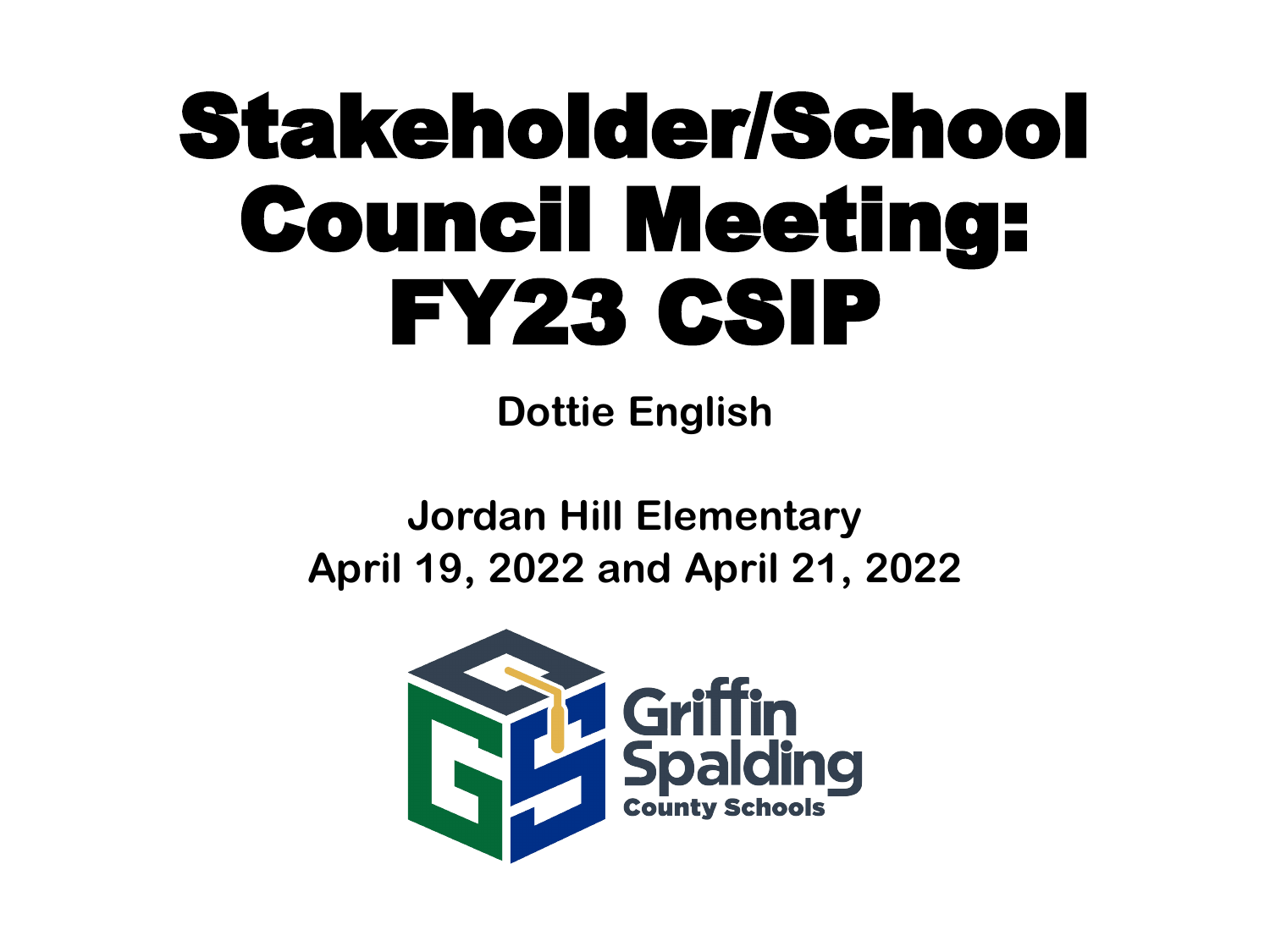# Stakeholder/School Council Meeting: FY23 CSIP

**Dottie English**

**Jordan Hill Elementary**
**April 19, 2022 and April 21, 2022**

Griffin Spalding County Schools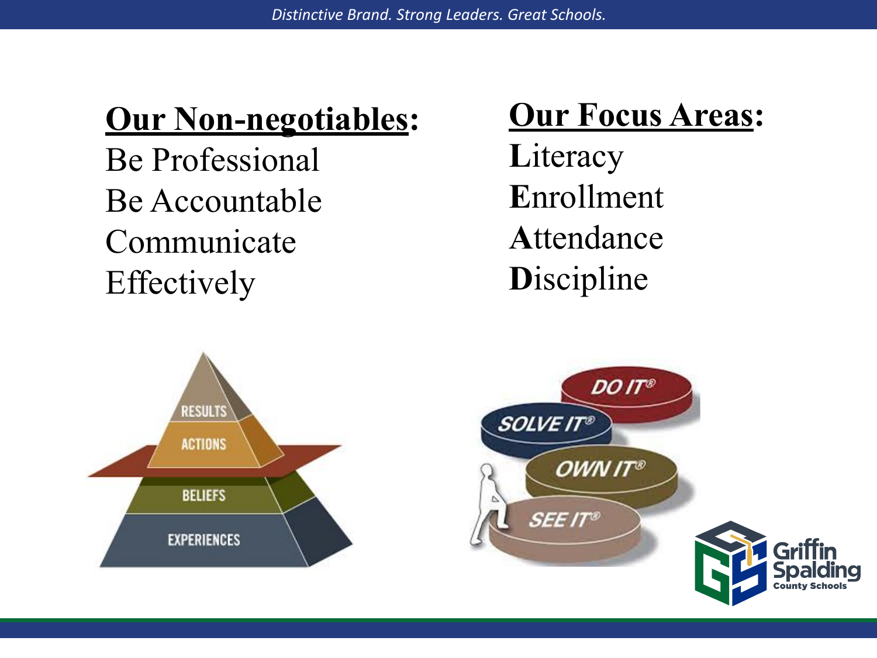**Our Non-negotiables:**

Be Professional
Be Accountable
Communicate Effectively

**Our Focus Areas:**

**L**iteracy
**E**nrollment
**A**ttendance
**D**iscipline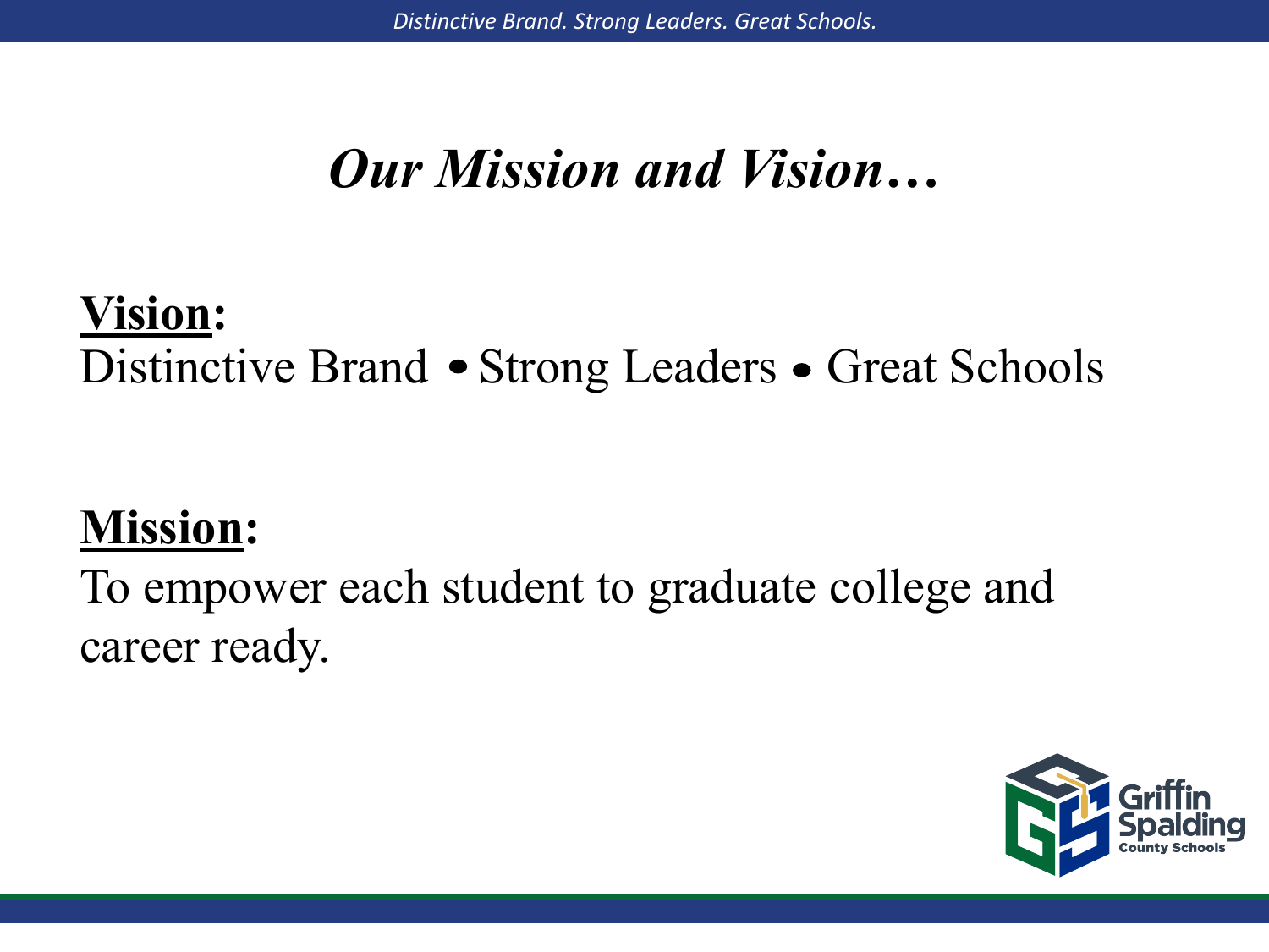# *Our Mission and Vision…*

**Vision:**

Distinctive Brand • Strong Leaders • Great Schools

**Mission:**

To empower each student to graduate college and career ready.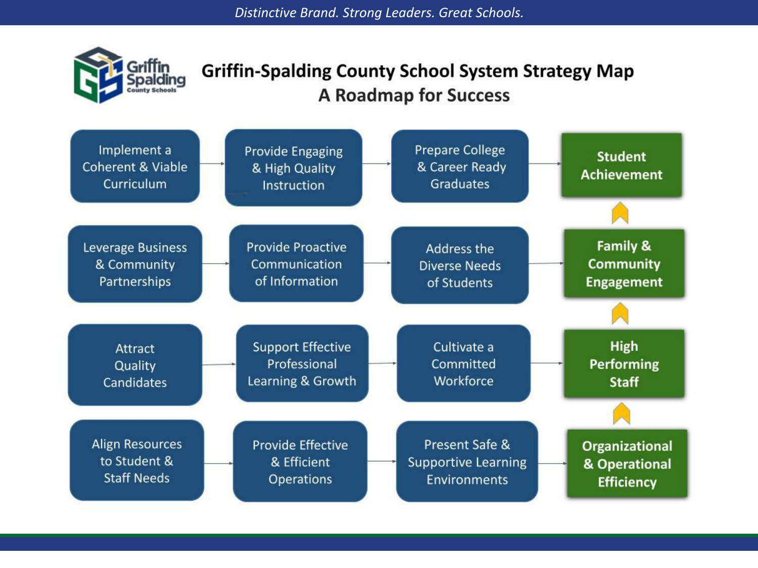# Griffin-Spalding County School System Strategy Map

## A Roadmap for Success

| | | | |
|---|---|---|---|
| Implement a Coherent & Viable Curriculum → | Provide Engaging & High Quality Instruction → | Prepare College & Career Ready Graduates → | **Student Achievement** |
| Leverage Business & Community Partnerships → | Provide Proactive Communication of Information → | Address the Diverse Needs of Students → | **Family & Community Engagement** |
| Attract Quality Candidates → | Support Effective Professional Learning & Growth → | Cultivate a Committed Workforce → | **High Performing Staff** |
| Align Resources to Student & Staff Needs → | Provide Effective & Efficient Operations → | Present Safe & Supportive Learning Environments → | **Organizational & Operational Efficiency** |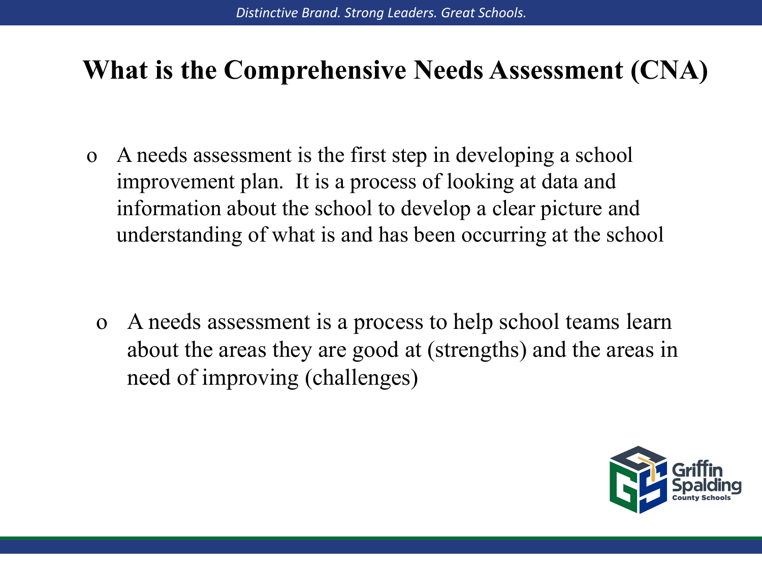# What is the Comprehensive Needs Assessment (CNA)

- A needs assessment is the first step in developing a school improvement plan. It is a process of looking at data and information about the school to develop a clear picture and understanding of what is and has been occurring at the school

- A needs assessment is a process to help school teams learn about the areas they are good at (strengths) and the areas in need of improving (challenges)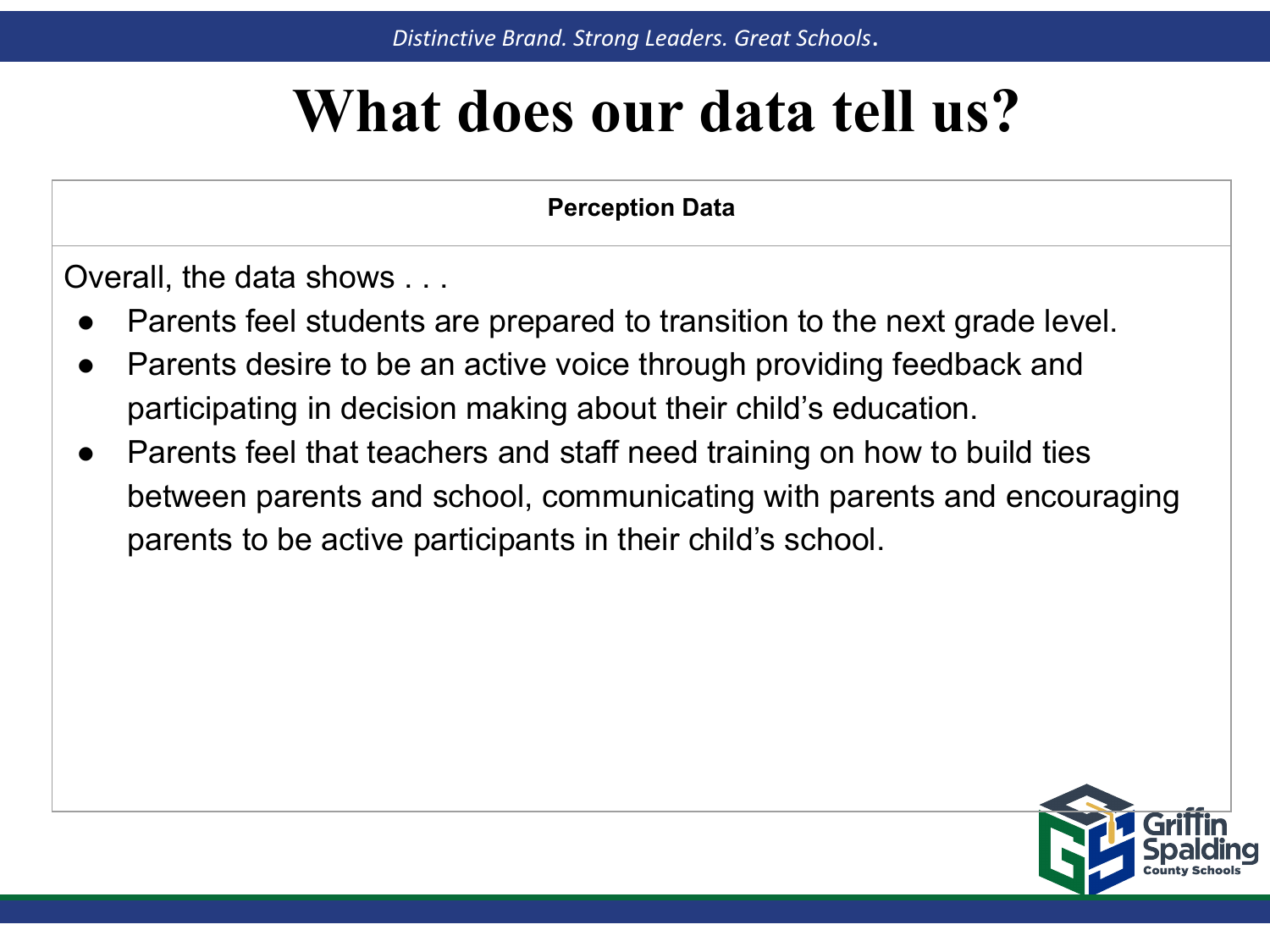# What does our data tell us?

| Perception Data |
|---|
| Overall, the data shows . . .<br>● Parents feel students are prepared to transition to the next grade level.<br>● Parents desire to be an active voice through providing feedback and participating in decision making about their child's education.<br>● Parents feel that teachers and staff need training on how to build ties between parents and school, communicating with parents and encouraging parents to be active participants in their child's school. |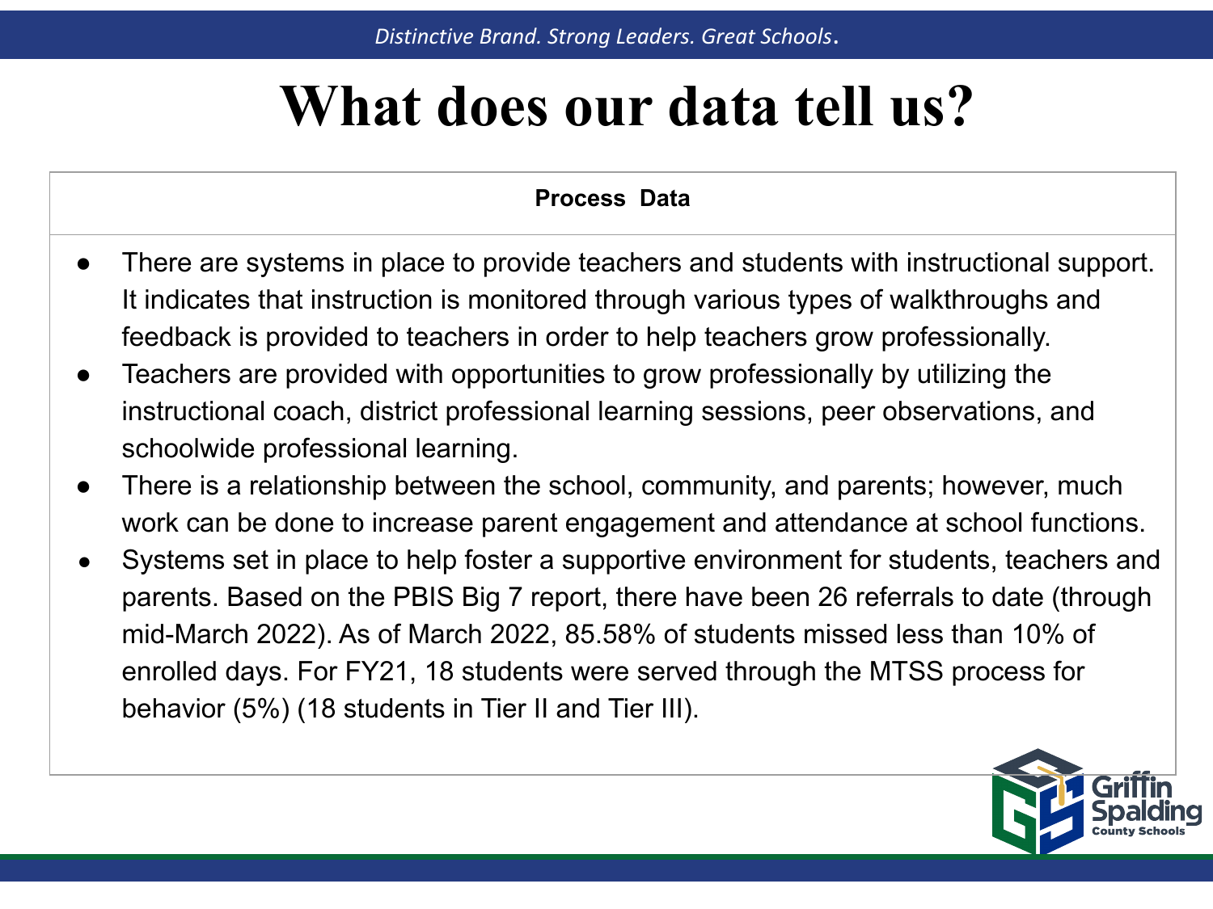# What does our data tell us?

**Process Data**

- There are systems in place to provide teachers and students with instructional support. It indicates that instruction is monitored through various types of walkthroughs and feedback is provided to teachers in order to help teachers grow professionally.
- Teachers are provided with opportunities to grow professionally by utilizing the instructional coach, district professional learning sessions, peer observations, and schoolwide professional learning.
- There is a relationship between the school, community, and parents; however, much work can be done to increase parent engagement and attendance at school functions.
- Systems set in place to help foster a supportive environment for students, teachers and parents. Based on the PBIS Big 7 report, there have been 26 referrals to date (through mid-March 2022). As of March 2022, 85.58% of students missed less than 10% of enrolled days. For FY21, 18 students were served through the MTSS process for behavior (5%) (18 students in Tier II and Tier III).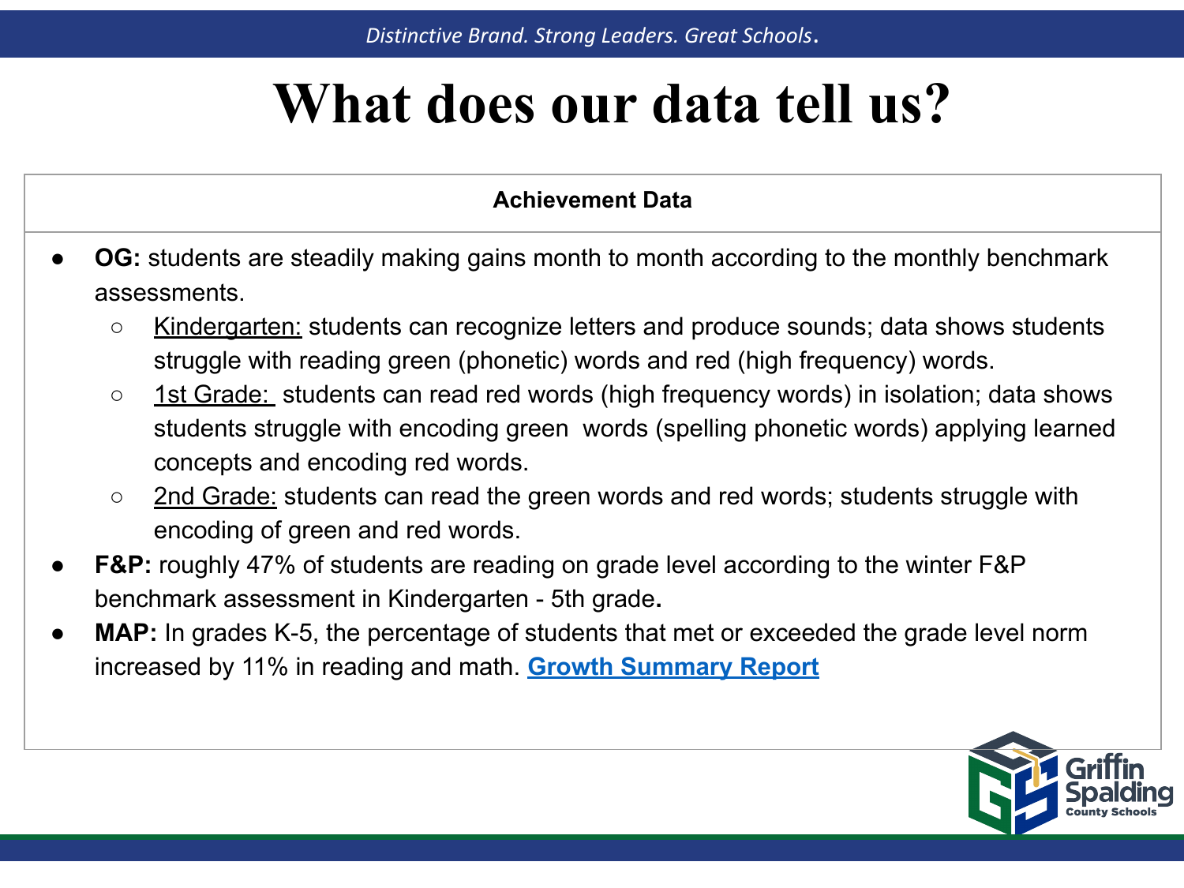# What does our data tell us?

**Achievement Data**

- **OG:** students are steadily making gains month to month according to the monthly benchmark assessments.
  - Kindergarten: students can recognize letters and produce sounds; data shows students struggle with reading green (phonetic) words and red (high frequency) words.
  - 1st Grade: students can read red words (high frequency words) in isolation; data shows students struggle with encoding green words (spelling phonetic words) applying learned concepts and encoding red words.
  - 2nd Grade: students can read the green words and red words; students struggle with encoding of green and red words.
- **F&P:** roughly 47% of students are reading on grade level according to the winter F&P benchmark assessment in Kindergarten - 5th grade.
- **MAP:** In grades K-5, the percentage of students that met or exceeded the grade level norm increased by 11% in reading and math. **Growth Summary Report**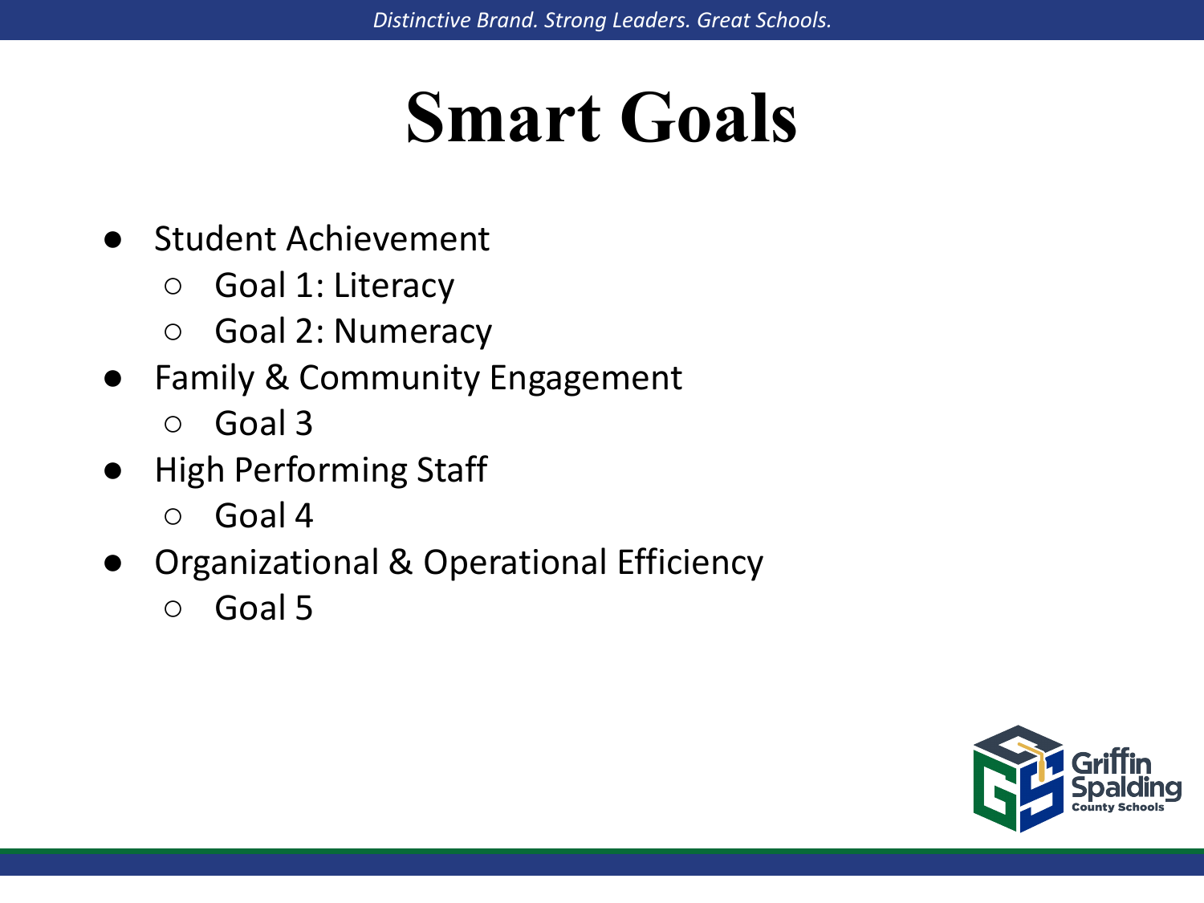# Smart Goals

- Student Achievement
  - Goal 1: Literacy
  - Goal 2: Numeracy
- Family & Community Engagement
  - Goal 3
- High Performing Staff
  - Goal 4
- Organizational & Operational Efficiency
  - Goal 5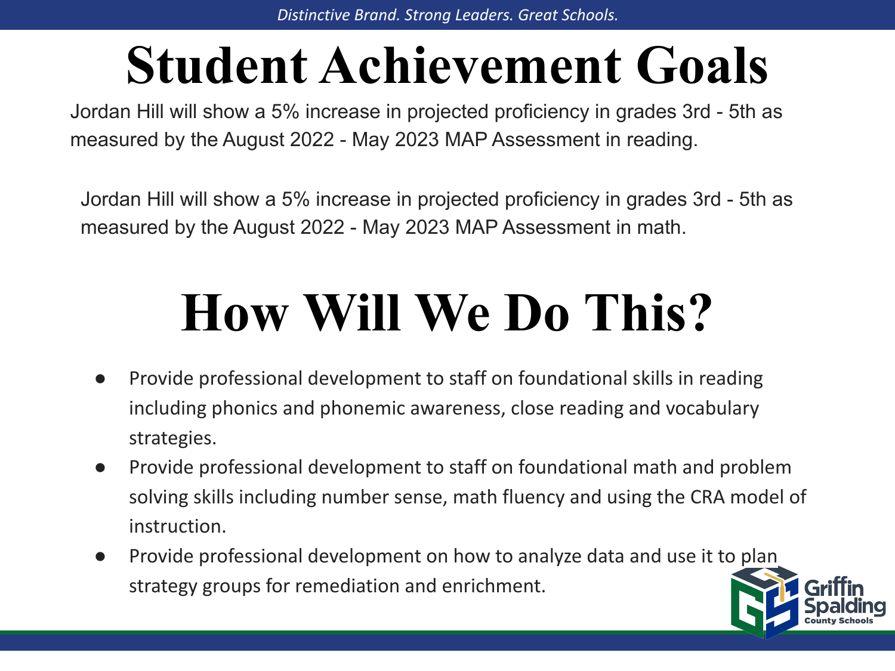# Student Achievement Goals

Jordan Hill will show a 5% increase in projected proficiency in grades 3rd - 5th as measured by the August 2022 - May 2023 MAP Assessment in reading.

Jordan Hill will show a 5% increase in projected proficiency in grades 3rd - 5th as measured by the August 2022 - May 2023 MAP Assessment in math.

# How Will We Do This?

- Provide professional development to staff on foundational skills in reading including phonics and phonemic awareness, close reading and vocabulary strategies.
- Provide professional development to staff on foundational math and problem solving skills including number sense, math fluency and using the CRA model of instruction.
- Provide professional development on how to analyze data and use it to plan strategy groups for remediation and enrichment.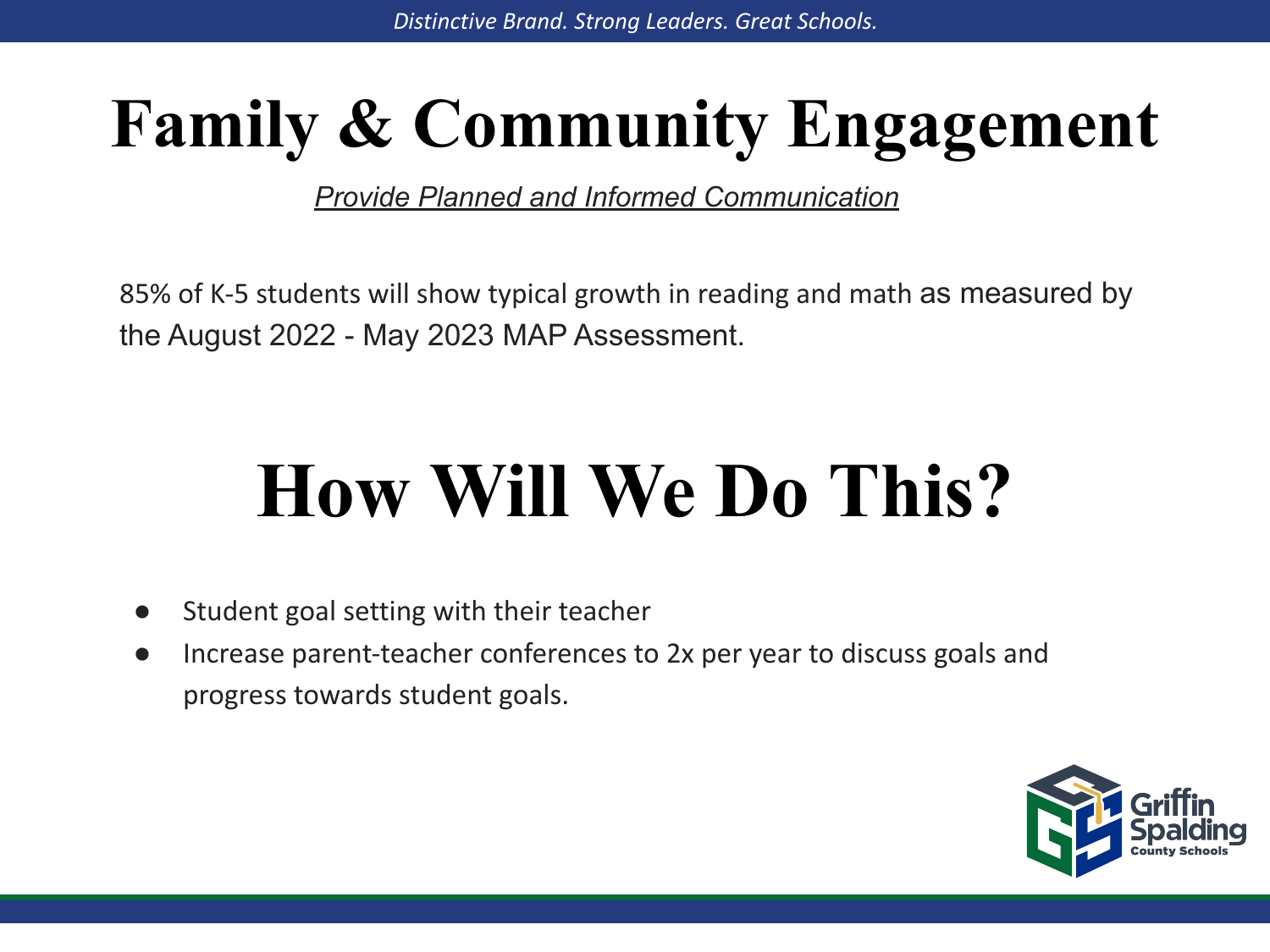# Family & Community Engagement

*Provide Planned and Informed Communication*

85% of K-5 students will show typical growth in reading and math as measured by the August 2022 - May 2023 MAP Assessment.

# How Will We Do This?

- Student goal setting with their teacher
- Increase parent-teacher conferences to 2x per year to discuss goals and progress towards student goals.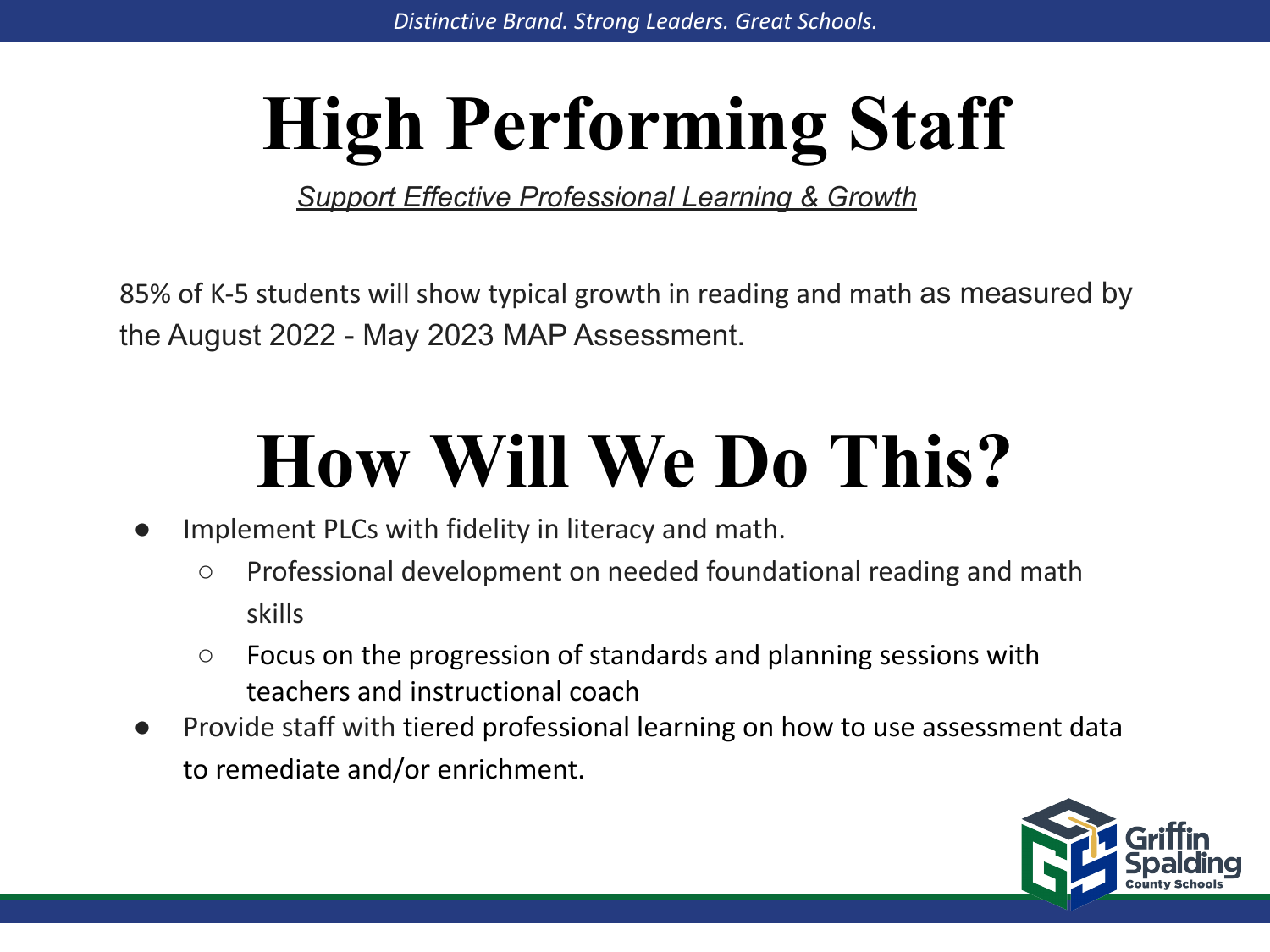# High Performing Staff

*Support Effective Professional Learning & Growth*

85% of K-5 students will show typical growth in reading and math as measured by the August 2022 - May 2023 MAP Assessment.

# How Will We Do This?

- Implement PLCs with fidelity in literacy and math.
  - Professional development on needed foundational reading and math skills
  - Focus on the progression of standards and planning sessions with teachers and instructional coach
- Provide staff with tiered professional learning on how to use assessment data to remediate and/or enrichment.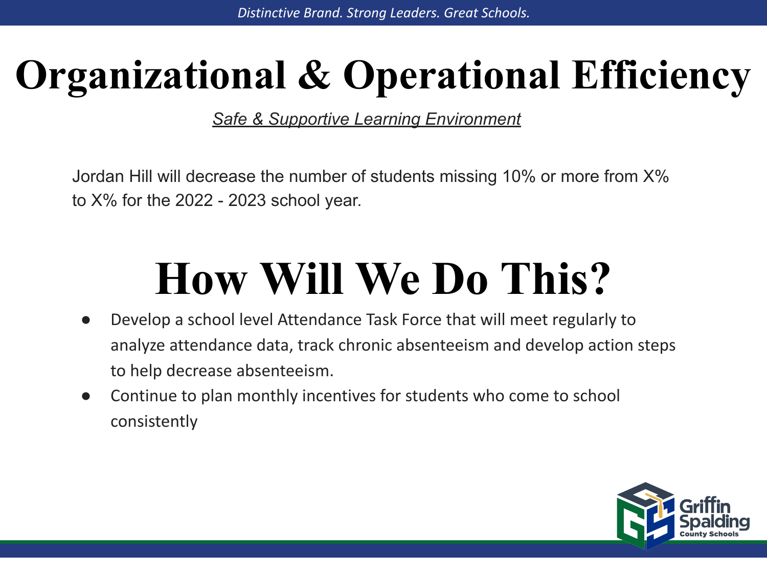# Organizational & Operational Efficiency

*Safe & Supportive Learning Environment*

Jordan Hill will decrease the number of students missing 10% or more from X% to X% for the 2022 - 2023 school year.

# How Will We Do This?

- Develop a school level Attendance Task Force that will meet regularly to analyze attendance data, track chronic absenteeism and develop action steps to help decrease absenteeism.
- Continue to plan monthly incentives for students who come to school consistently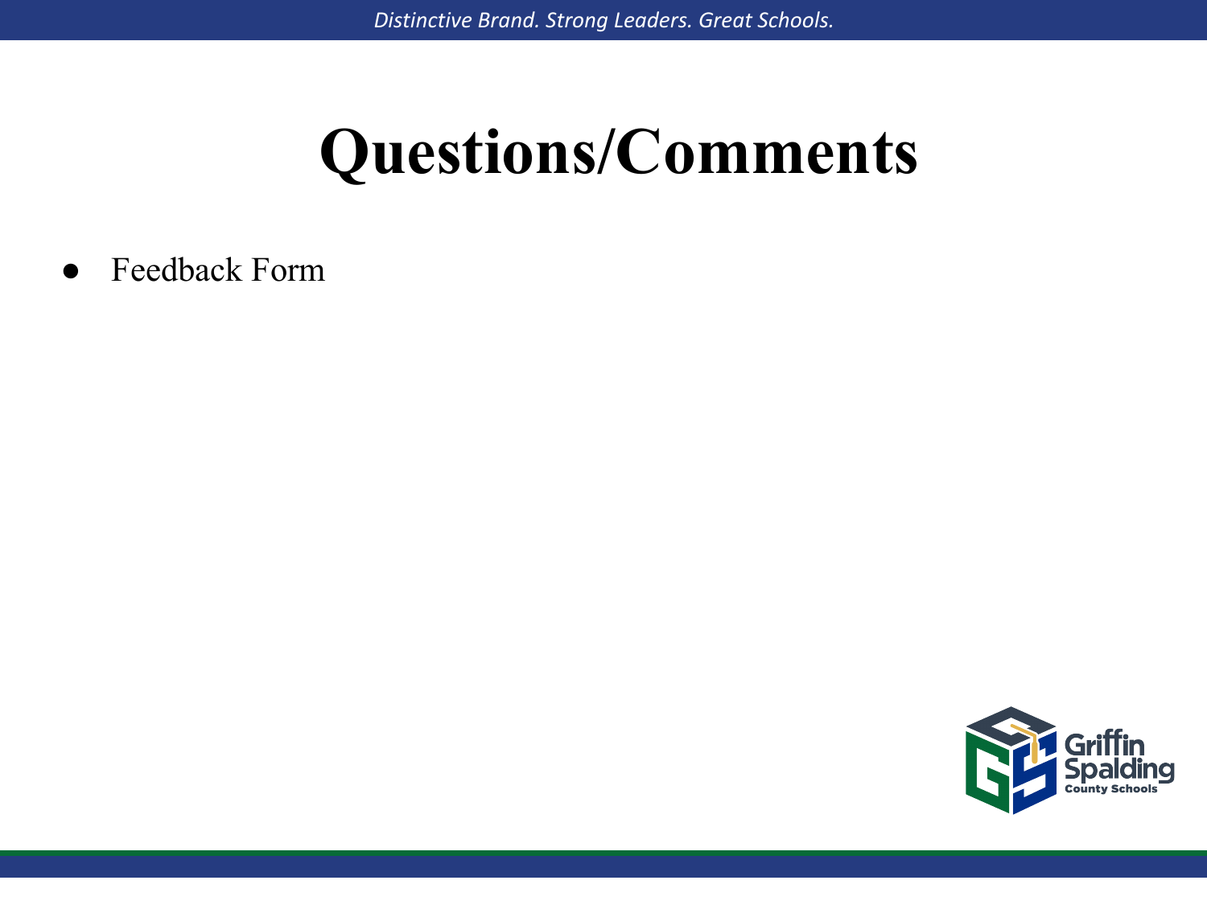# Questions/Comments

- Feedback Form